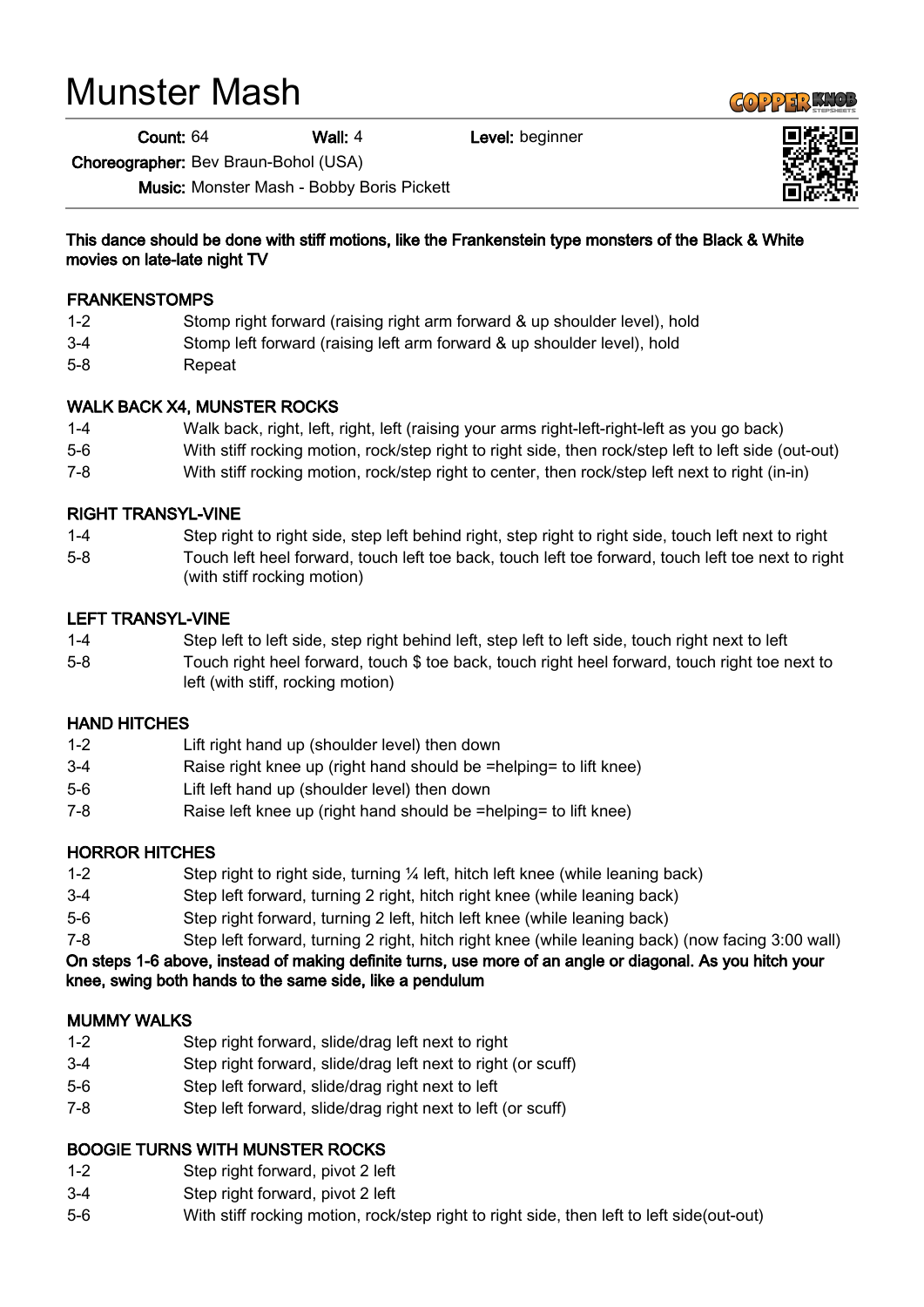# Munster Mash

**Count:** 64 **Wall:** 4 **Level:** beginner

**Choreographer:** Bev Braun-Bohol (USA)

**Music:** Monster Mash - Bobby Boris Pickett

**This dance should be done with stiff motions, like the Frankenstein type monsters of the Black & White movies on late-late night TV**

**FRANKENSTOMPS**

| | |
|---|---|
| 1-2 | Stomp right forward (raising right arm forward & up shoulder level), hold |
| 3-4 | Stomp left forward (raising left arm forward & up shoulder level), hold |
| 5-8 | Repeat |

**WALK BACK X4, MUNSTER ROCKS**

| | |
|---|---|
| 1-4 | Walk back, right, left, right, left (raising your arms right-left-right-left as you go back) |
| 5-6 | With stiff rocking motion, rock/step right to right side, then rock/step left to left side (out-out) |
| 7-8 | With stiff rocking motion, rock/step right to center, then rock/step left next to right (in-in) |

**RIGHT TRANSYL-VINE**

| | |
|---|---|
| 1-4 | Step right to right side, step left behind right, step right to right side, touch left next to right |
| 5-8 | Touch left heel forward, touch left toe back, touch left toe forward, touch left toe next to right (with stiff rocking motion) |

**LEFT TRANSYL-VINE**

| | |
|---|---|
| 1-4 | Step left to left side, step right behind left, step left to left side, touch right next to left |
| 5-8 | Touch right heel forward, touch $ toe back, touch right heel forward, touch right toe next to left (with stiff, rocking motion) |

**HAND HITCHES**

| | |
|---|---|
| 1-2 | Lift right hand up (shoulder level) then down |
| 3-4 | Raise right knee up (right hand should be =helping= to lift knee) |
| 5-6 | Lift left hand up (shoulder level) then down |
| 7-8 | Raise left knee up (right hand should be =helping= to lift knee) |

**HORROR HITCHES**

| | |
|---|---|
| 1-2 | Step right to right side, turning ¼ left, hitch left knee (while leaning back) |
| 3-4 | Step left forward, turning 2 right, hitch right knee (while leaning back) |
| 5-6 | Step right forward, turning 2 left, hitch left knee (while leaning back) |
| 7-8 | Step left forward, turning 2 right, hitch right knee (while leaning back) (now facing 3:00 wall) |

**On steps 1-6 above, instead of making definite turns, use more of an angle or diagonal. As you hitch your knee, swing both hands to the same side, like a pendulum**

**MUMMY WALKS**

| | |
|---|---|
| 1-2 | Step right forward, slide/drag left next to right |
| 3-4 | Step right forward, slide/drag left next to right (or scuff) |
| 5-6 | Step left forward, slide/drag right next to left |
| 7-8 | Step left forward, slide/drag right next to left (or scuff) |

**BOOGIE TURNS WITH MUNSTER ROCKS**

| | |
|---|---|
| 1-2 | Step right forward, pivot 2 left |
| 3-4 | Step right forward, pivot 2 left |
| 5-6 | With stiff rocking motion, rock/step right to right side, then left to left side(out-out) |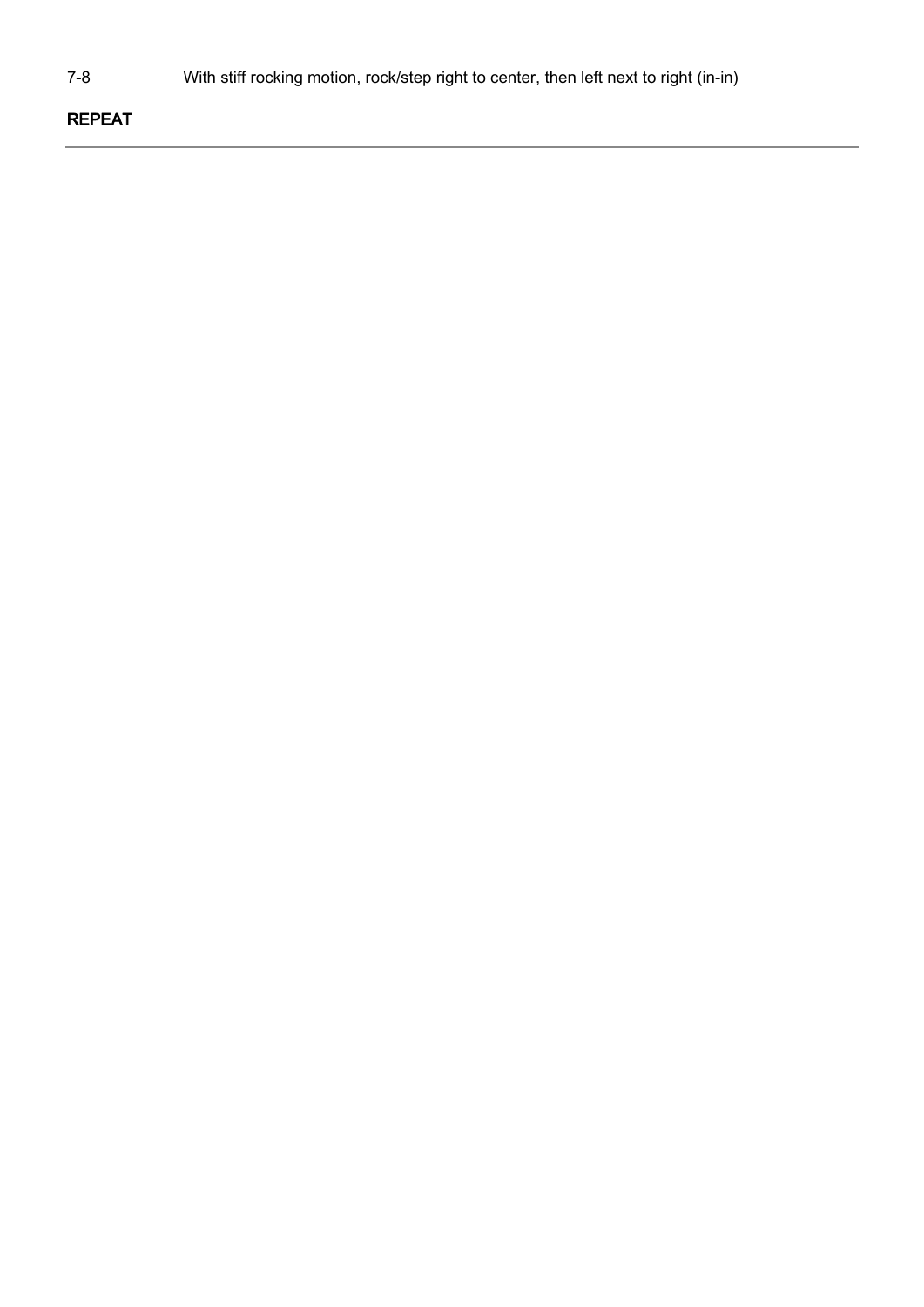7-8 With stiff rocking motion, rock/step right to center, then left next to right (in-in)

**REPEAT**

---